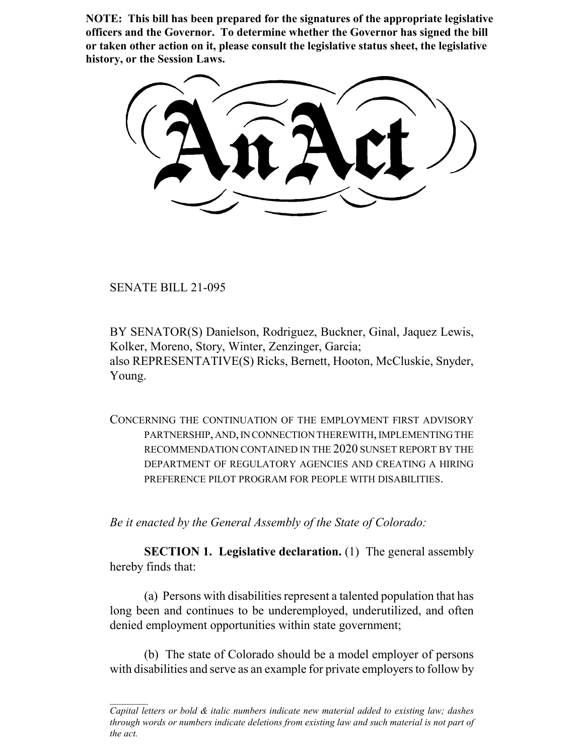**NOTE: This bill has been prepared for the signatures of the appropriate legislative officers and the Governor. To determine whether the Governor has signed the bill or taken other action on it, please consult the legislative status sheet, the legislative history, or the Session Laws.**

# An Act

SENATE BILL 21-095

BY SENATOR(S) Danielson, Rodriguez, Buckner, Ginal, Jaquez Lewis, Kolker, Moreno, Story, Winter, Zenzinger, Garcia;
also REPRESENTATIVE(S) Ricks, Bernett, Hooton, McCluskie, Snyder, Young.

CONCERNING THE CONTINUATION OF THE EMPLOYMENT FIRST ADVISORY PARTNERSHIP, AND, IN CONNECTION THEREWITH, IMPLEMENTING THE RECOMMENDATION CONTAINED IN THE 2020 SUNSET REPORT BY THE DEPARTMENT OF REGULATORY AGENCIES AND CREATING A HIRING PREFERENCE PILOT PROGRAM FOR PEOPLE WITH DISABILITIES.

*Be it enacted by the General Assembly of the State of Colorado:*

**SECTION 1. Legislative declaration.** (1) The general assembly hereby finds that:

(a) Persons with disabilities represent a talented population that has long been and continues to be underemployed, underutilized, and often denied employment opportunities within state government;

(b) The state of Colorado should be a model employer of persons with disabilities and serve as an example for private employers to follow by

*Capital letters or bold & italic numbers indicate new material added to existing law; dashes through words or numbers indicate deletions from existing law and such material is not part of the act.*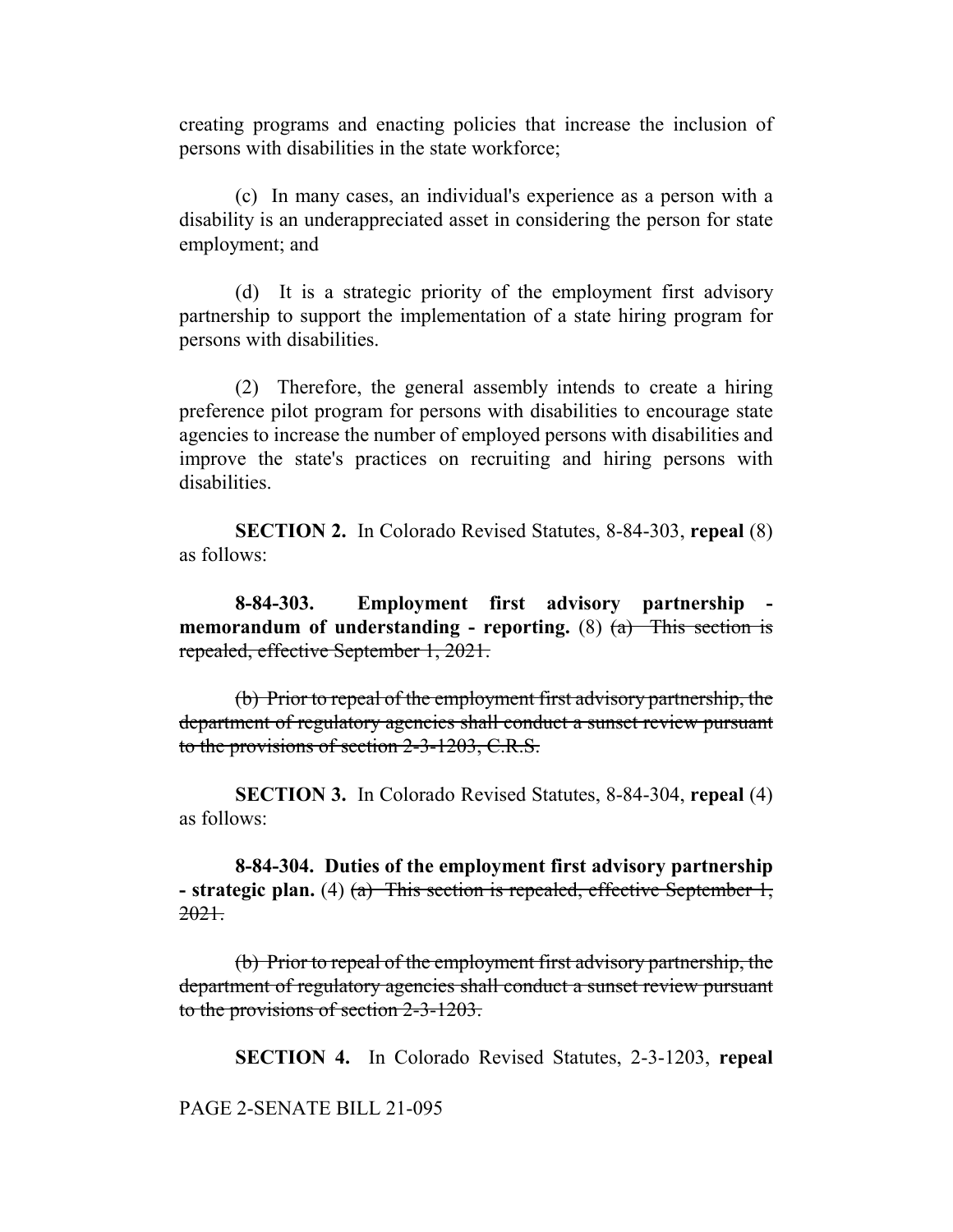creating programs and enacting policies that increase the inclusion of persons with disabilities in the state workforce;

(c) In many cases, an individual's experience as a person with a disability is an underappreciated asset in considering the person for state employment; and

(d) It is a strategic priority of the employment first advisory partnership to support the implementation of a state hiring program for persons with disabilities.

(2) Therefore, the general assembly intends to create a hiring preference pilot program for persons with disabilities to encourage state agencies to increase the number of employed persons with disabilities and improve the state's practices on recruiting and hiring persons with disabilities.

**SECTION 2.** In Colorado Revised Statutes, 8-84-303, **repeal** (8) as follows:

**8-84-303. Employment first advisory partnership - memorandum of understanding - reporting.** (8) ~~(a) This section is repealed, effective September 1, 2021.~~

~~(b) Prior to repeal of the employment first advisory partnership, the department of regulatory agencies shall conduct a sunset review pursuant to the provisions of section 2-3-1203, C.R.S.~~

**SECTION 3.** In Colorado Revised Statutes, 8-84-304, **repeal** (4) as follows:

**8-84-304. Duties of the employment first advisory partnership - strategic plan.** (4) ~~(a) This section is repealed, effective September 1, 2021.~~

~~(b) Prior to repeal of the employment first advisory partnership, the department of regulatory agencies shall conduct a sunset review pursuant to the provisions of section 2-3-1203.~~

**SECTION 4.** In Colorado Revised Statutes, 2-3-1203, **repeal**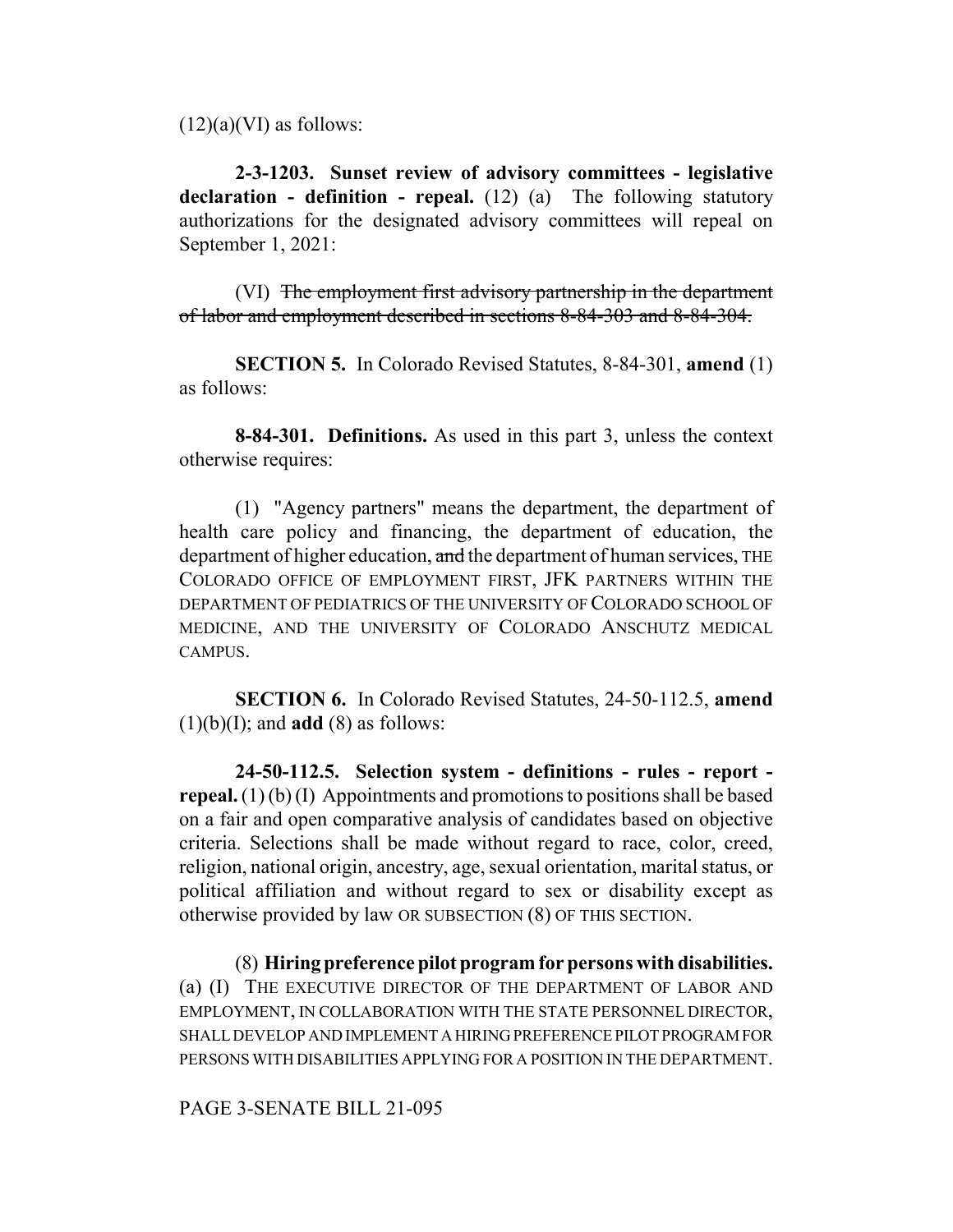(12)(a)(VI) as follows:

**2-3-1203. Sunset review of advisory committees - legislative declaration - definition - repeal.** (12) (a) The following statutory authorizations for the designated advisory committees will repeal on September 1, 2021:

(VI) ~~The employment first advisory partnership in the department of labor and employment described in sections 8-84-303 and 8-84-304.~~

**SECTION 5.** In Colorado Revised Statutes, 8-84-301, **amend** (1) as follows:

**8-84-301. Definitions.** As used in this part 3, unless the context otherwise requires:

(1) "Agency partners" means the department, the department of health care policy and financing, the department of education, the department of higher education, ~~and~~ the department of human services, THE COLORADO OFFICE OF EMPLOYMENT FIRST, JFK PARTNERS WITHIN THE DEPARTMENT OF PEDIATRICS OF THE UNIVERSITY OF COLORADO SCHOOL OF MEDICINE, AND THE UNIVERSITY OF COLORADO ANSCHUTZ MEDICAL CAMPUS.

**SECTION 6.** In Colorado Revised Statutes, 24-50-112.5, **amend** (1)(b)(I); and **add** (8) as follows:

**24-50-112.5. Selection system - definitions - rules - report - repeal.** (1) (b) (I) Appointments and promotions to positions shall be based on a fair and open comparative analysis of candidates based on objective criteria. Selections shall be made without regard to race, color, creed, religion, national origin, ancestry, age, sexual orientation, marital status, or political affiliation and without regard to sex or disability except as otherwise provided by law OR SUBSECTION (8) OF THIS SECTION.

(8) **Hiring preference pilot program for persons with disabilities.** (a) (I) THE EXECUTIVE DIRECTOR OF THE DEPARTMENT OF LABOR AND EMPLOYMENT, IN COLLABORATION WITH THE STATE PERSONNEL DIRECTOR, SHALL DEVELOP AND IMPLEMENT A HIRING PREFERENCE PILOT PROGRAM FOR PERSONS WITH DISABILITIES APPLYING FOR A POSITION IN THE DEPARTMENT.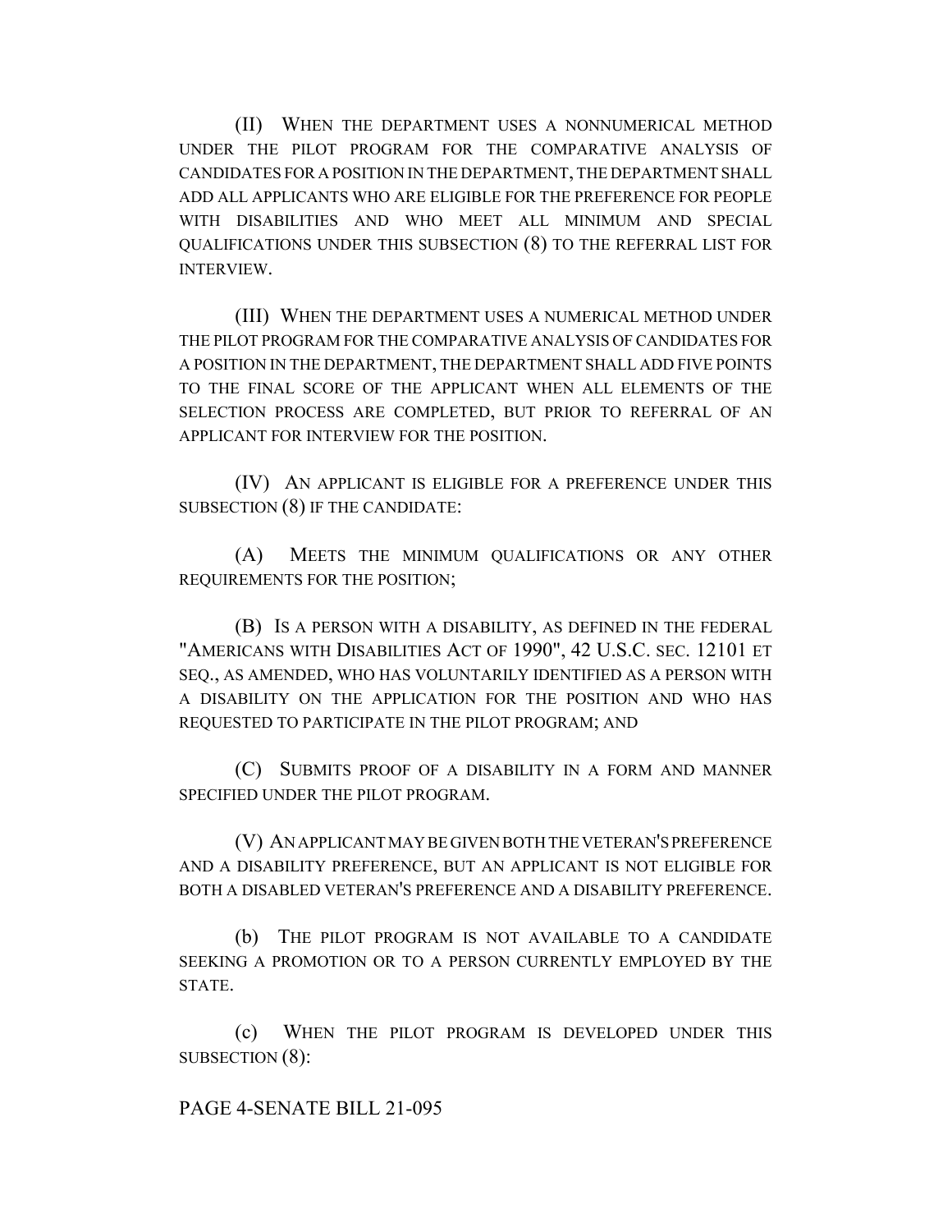(II) WHEN THE DEPARTMENT USES A NONNUMERICAL METHOD UNDER THE PILOT PROGRAM FOR THE COMPARATIVE ANALYSIS OF CANDIDATES FOR A POSITION IN THE DEPARTMENT, THE DEPARTMENT SHALL ADD ALL APPLICANTS WHO ARE ELIGIBLE FOR THE PREFERENCE FOR PEOPLE WITH DISABILITIES AND WHO MEET ALL MINIMUM AND SPECIAL QUALIFICATIONS UNDER THIS SUBSECTION (8) TO THE REFERRAL LIST FOR INTERVIEW.

(III) WHEN THE DEPARTMENT USES A NUMERICAL METHOD UNDER THE PILOT PROGRAM FOR THE COMPARATIVE ANALYSIS OF CANDIDATES FOR A POSITION IN THE DEPARTMENT, THE DEPARTMENT SHALL ADD FIVE POINTS TO THE FINAL SCORE OF THE APPLICANT WHEN ALL ELEMENTS OF THE SELECTION PROCESS ARE COMPLETED, BUT PRIOR TO REFERRAL OF AN APPLICANT FOR INTERVIEW FOR THE POSITION.

(IV) AN APPLICANT IS ELIGIBLE FOR A PREFERENCE UNDER THIS SUBSECTION (8) IF THE CANDIDATE:

(A) MEETS THE MINIMUM QUALIFICATIONS OR ANY OTHER REQUIREMENTS FOR THE POSITION;

(B) IS A PERSON WITH A DISABILITY, AS DEFINED IN THE FEDERAL "AMERICANS WITH DISABILITIES ACT OF 1990", 42 U.S.C. SEC. 12101 ET SEQ., AS AMENDED, WHO HAS VOLUNTARILY IDENTIFIED AS A PERSON WITH A DISABILITY ON THE APPLICATION FOR THE POSITION AND WHO HAS REQUESTED TO PARTICIPATE IN THE PILOT PROGRAM; AND

(C) SUBMITS PROOF OF A DISABILITY IN A FORM AND MANNER SPECIFIED UNDER THE PILOT PROGRAM.

(V) AN APPLICANT MAY BE GIVEN BOTH THE VETERAN'S PREFERENCE AND A DISABILITY PREFERENCE, BUT AN APPLICANT IS NOT ELIGIBLE FOR BOTH A DISABLED VETERAN'S PREFERENCE AND A DISABILITY PREFERENCE.

(b) THE PILOT PROGRAM IS NOT AVAILABLE TO A CANDIDATE SEEKING A PROMOTION OR TO A PERSON CURRENTLY EMPLOYED BY THE STATE.

(c) WHEN THE PILOT PROGRAM IS DEVELOPED UNDER THIS SUBSECTION (8):

PAGE 4-SENATE BILL 21-095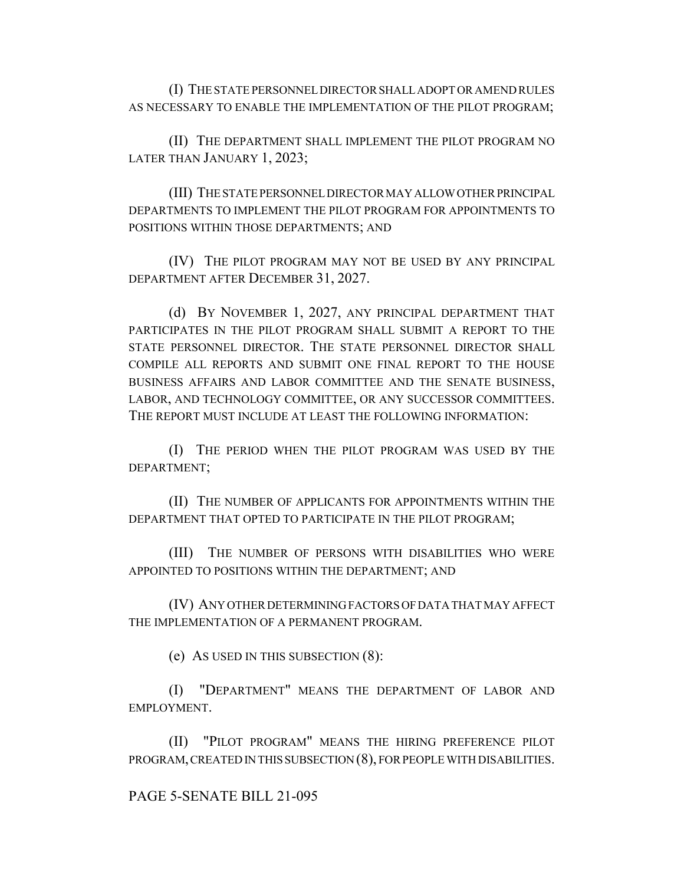(I) THE STATE PERSONNEL DIRECTOR SHALL ADOPT OR AMEND RULES AS NECESSARY TO ENABLE THE IMPLEMENTATION OF THE PILOT PROGRAM;

(II) THE DEPARTMENT SHALL IMPLEMENT THE PILOT PROGRAM NO LATER THAN JANUARY 1, 2023;

(III) THE STATE PERSONNEL DIRECTOR MAY ALLOW OTHER PRINCIPAL DEPARTMENTS TO IMPLEMENT THE PILOT PROGRAM FOR APPOINTMENTS TO POSITIONS WITHIN THOSE DEPARTMENTS; AND

(IV) THE PILOT PROGRAM MAY NOT BE USED BY ANY PRINCIPAL DEPARTMENT AFTER DECEMBER 31, 2027.

(d) BY NOVEMBER 1, 2027, ANY PRINCIPAL DEPARTMENT THAT PARTICIPATES IN THE PILOT PROGRAM SHALL SUBMIT A REPORT TO THE STATE PERSONNEL DIRECTOR. THE STATE PERSONNEL DIRECTOR SHALL COMPILE ALL REPORTS AND SUBMIT ONE FINAL REPORT TO THE HOUSE BUSINESS AFFAIRS AND LABOR COMMITTEE AND THE SENATE BUSINESS, LABOR, AND TECHNOLOGY COMMITTEE, OR ANY SUCCESSOR COMMITTEES. THE REPORT MUST INCLUDE AT LEAST THE FOLLOWING INFORMATION:

(I) THE PERIOD WHEN THE PILOT PROGRAM WAS USED BY THE DEPARTMENT;

(II) THE NUMBER OF APPLICANTS FOR APPOINTMENTS WITHIN THE DEPARTMENT THAT OPTED TO PARTICIPATE IN THE PILOT PROGRAM;

(III) THE NUMBER OF PERSONS WITH DISABILITIES WHO WERE APPOINTED TO POSITIONS WITHIN THE DEPARTMENT; AND

(IV) ANY OTHER DETERMINING FACTORS OF DATA THAT MAY AFFECT THE IMPLEMENTATION OF A PERMANENT PROGRAM.

(e) AS USED IN THIS SUBSECTION (8):

(I) "DEPARTMENT" MEANS THE DEPARTMENT OF LABOR AND EMPLOYMENT.

(II) "PILOT PROGRAM" MEANS THE HIRING PREFERENCE PILOT PROGRAM, CREATED IN THIS SUBSECTION (8), FOR PEOPLE WITH DISABILITIES.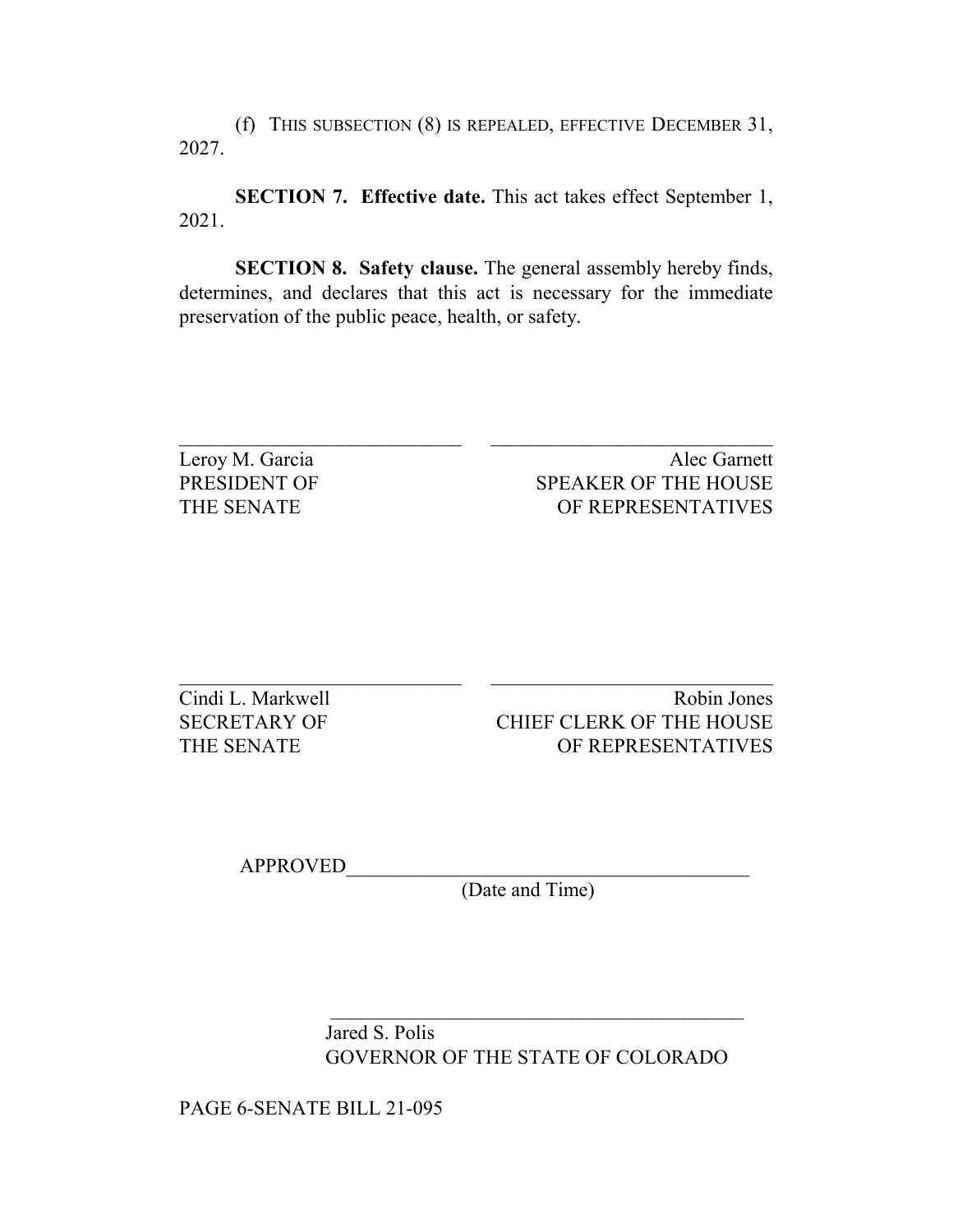(f) THIS SUBSECTION (8) IS REPEALED, EFFECTIVE DECEMBER 31, 2027.

**SECTION 7. Effective date.** This act takes effect September 1, 2021.

**SECTION 8. Safety clause.** The general assembly hereby finds, determines, and declares that this act is necessary for the immediate preservation of the public peace, health, or safety.

| | |
|---|---|
| ____________________________ | ____________________________ |
| Leroy M. Garcia | Alec Garnett |
| PRESIDENT OF THE SENATE | SPEAKER OF THE HOUSE OF REPRESENTATIVES |

| | |
|---|---|
| ____________________________ | ____________________________ |
| Cindi L. Markwell | Robin Jones |
| SECRETARY OF THE SENATE | CHIEF CLERK OF THE HOUSE OF REPRESENTATIVES |

APPROVED________________________________________
(Date and Time)

_________________________________________
Jared S. Polis
GOVERNOR OF THE STATE OF COLORADO

PAGE 6-SENATE BILL 21-095